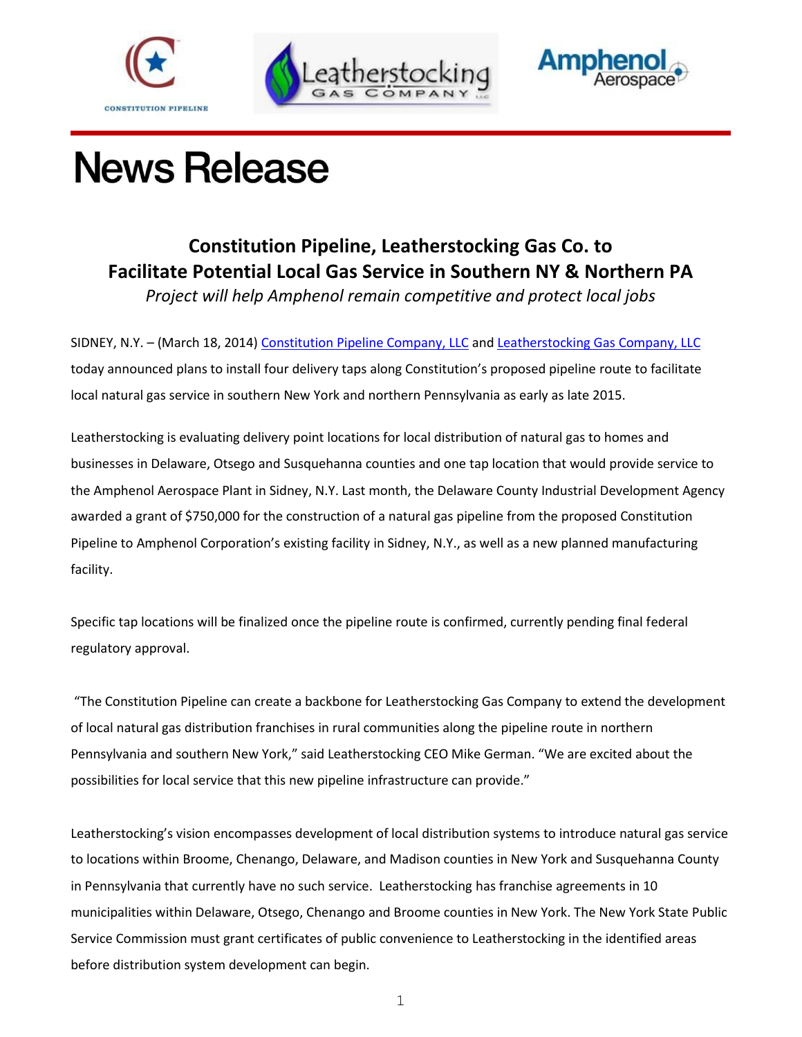# News Release

## Constitution Pipeline, Leatherstocking Gas Co. to Facilitate Potential Local Gas Service in Southern NY & Northern PA

*Project will help Amphenol remain competitive and protect local jobs*

SIDNEY, N.Y. – (March 18, 2014) Constitution Pipeline Company, LLC and Leatherstocking Gas Company, LLC today announced plans to install four delivery taps along Constitution's proposed pipeline route to facilitate local natural gas service in southern New York and northern Pennsylvania as early as late 2015.

Leatherstocking is evaluating delivery point locations for local distribution of natural gas to homes and businesses in Delaware, Otsego and Susquehanna counties and one tap location that would provide service to the Amphenol Aerospace Plant in Sidney, N.Y. Last month, the Delaware County Industrial Development Agency awarded a grant of $750,000 for the construction of a natural gas pipeline from the proposed Constitution Pipeline to Amphenol Corporation's existing facility in Sidney, N.Y., as well as a new planned manufacturing facility.

Specific tap locations will be finalized once the pipeline route is confirmed, currently pending final federal regulatory approval.

"The Constitution Pipeline can create a backbone for Leatherstocking Gas Company to extend the development of local natural gas distribution franchises in rural communities along the pipeline route in northern Pennsylvania and southern New York," said Leatherstocking CEO Mike German. "We are excited about the possibilities for local service that this new pipeline infrastructure can provide."

Leatherstocking's vision encompasses development of local distribution systems to introduce natural gas service to locations within Broome, Chenango, Delaware, and Madison counties in New York and Susquehanna County in Pennsylvania that currently have no such service. Leatherstocking has franchise agreements in 10 municipalities within Delaware, Otsego, Chenango and Broome counties in New York. The New York State Public Service Commission must grant certificates of public convenience to Leatherstocking in the identified areas before distribution system development can begin.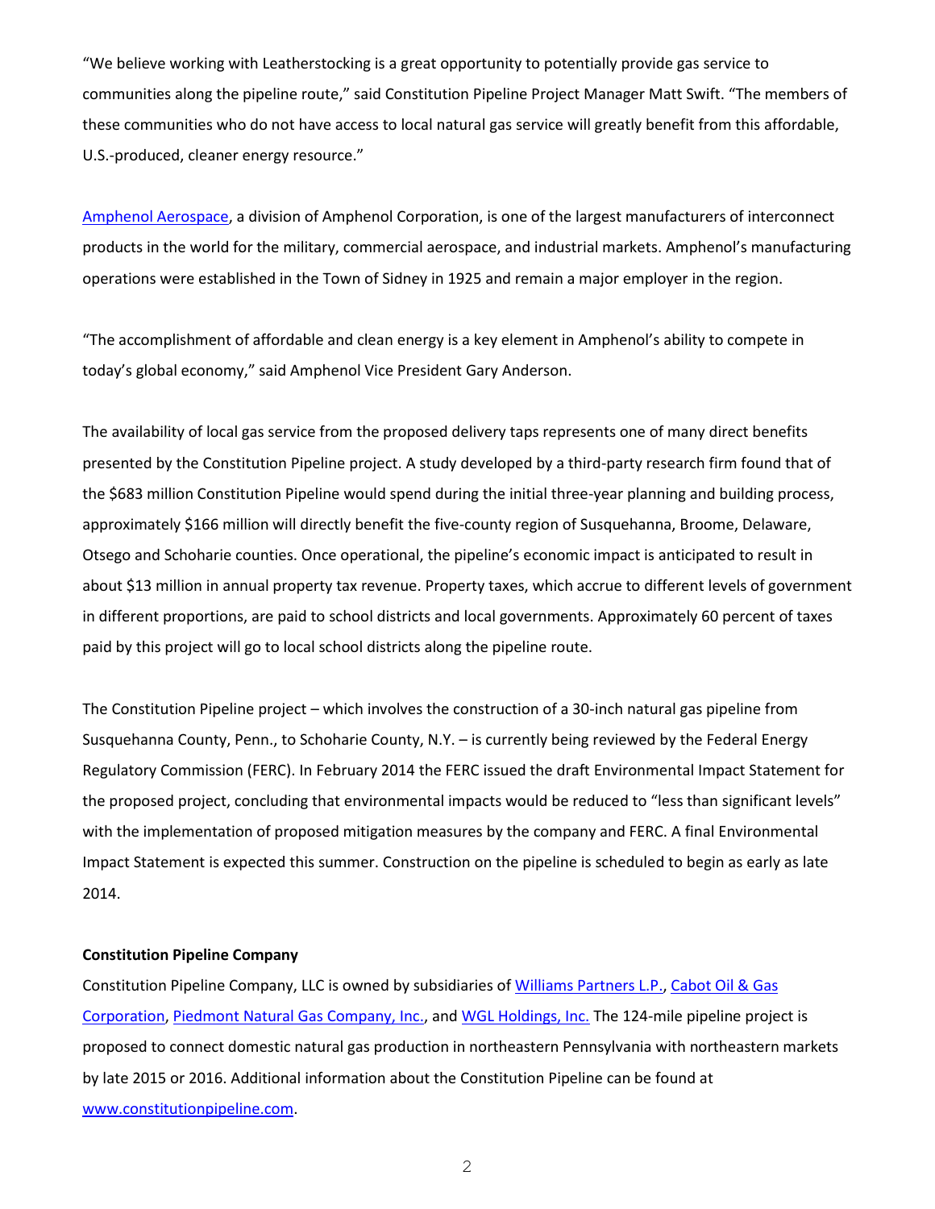"We believe working with Leatherstocking is a great opportunity to potentially provide gas service to communities along the pipeline route," said Constitution Pipeline Project Manager Matt Swift. "The members of these communities who do not have access to local natural gas service will greatly benefit from this affordable, U.S.-produced, cleaner energy resource."

Amphenol Aerospace, a division of Amphenol Corporation, is one of the largest manufacturers of interconnect products in the world for the military, commercial aerospace, and industrial markets. Amphenol's manufacturing operations were established in the Town of Sidney in 1925 and remain a major employer in the region.

"The accomplishment of affordable and clean energy is a key element in Amphenol's ability to compete in today's global economy," said Amphenol Vice President Gary Anderson.

The availability of local gas service from the proposed delivery taps represents one of many direct benefits presented by the Constitution Pipeline project. A study developed by a third-party research firm found that of the $683 million Constitution Pipeline would spend during the initial three-year planning and building process, approximately $166 million will directly benefit the five-county region of Susquehanna, Broome, Delaware, Otsego and Schoharie counties. Once operational, the pipeline's economic impact is anticipated to result in about $13 million in annual property tax revenue. Property taxes, which accrue to different levels of government in different proportions, are paid to school districts and local governments. Approximately 60 percent of taxes paid by this project will go to local school districts along the pipeline route.

The Constitution Pipeline project – which involves the construction of a 30-inch natural gas pipeline from Susquehanna County, Penn., to Schoharie County, N.Y. – is currently being reviewed by the Federal Energy Regulatory Commission (FERC). In February 2014 the FERC issued the draft Environmental Impact Statement for the proposed project, concluding that environmental impacts would be reduced to "less than significant levels" with the implementation of proposed mitigation measures by the company and FERC. A final Environmental Impact Statement is expected this summer. Construction on the pipeline is scheduled to begin as early as late 2014.

**Constitution Pipeline Company**

Constitution Pipeline Company, LLC is owned by subsidiaries of Williams Partners L.P., Cabot Oil & Gas Corporation, Piedmont Natural Gas Company, Inc., and WGL Holdings, Inc. The 124-mile pipeline project is proposed to connect domestic natural gas production in northeastern Pennsylvania with northeastern markets by late 2015 or 2016. Additional information about the Constitution Pipeline can be found at www.constitutionpipeline.com.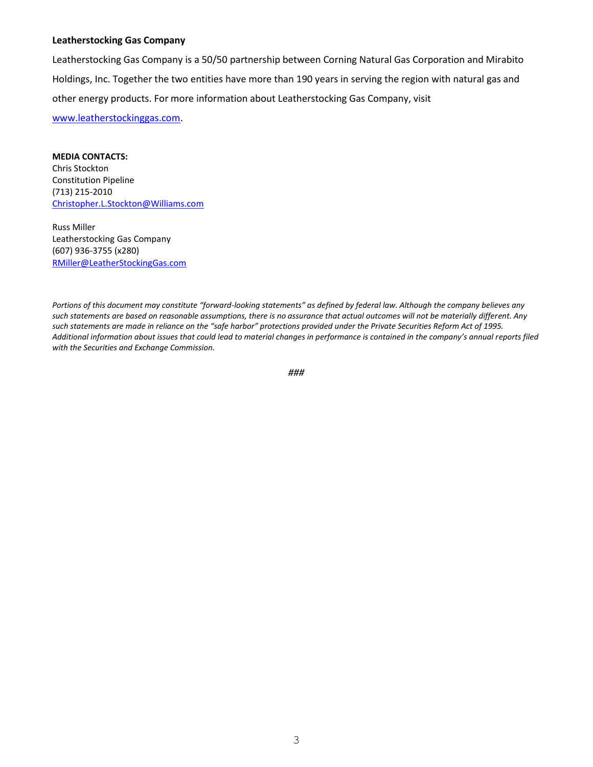**Leatherstocking Gas Company**

Leatherstocking Gas Company is a 50/50 partnership between Corning Natural Gas Corporation and Mirabito Holdings, Inc. Together the two entities have more than 190 years in serving the region with natural gas and other energy products. For more information about Leatherstocking Gas Company, visit www.leatherstockinggas.com.

**MEDIA CONTACTS:**
Chris Stockton
Constitution Pipeline
(713) 215-2010
Christopher.L.Stockton@Williams.com

Russ Miller
Leatherstocking Gas Company
(607) 936-3755 (x280)
RMiller@LeatherStockingGas.com

*Portions of this document may constitute "forward-looking statements" as defined by federal law. Although the company believes any such statements are based on reasonable assumptions, there is no assurance that actual outcomes will not be materially different. Any such statements are made in reliance on the "safe harbor" protections provided under the Private Securities Reform Act of 1995. Additional information about issues that could lead to material changes in performance is contained in the company's annual reports filed with the Securities and Exchange Commission.*

*###*